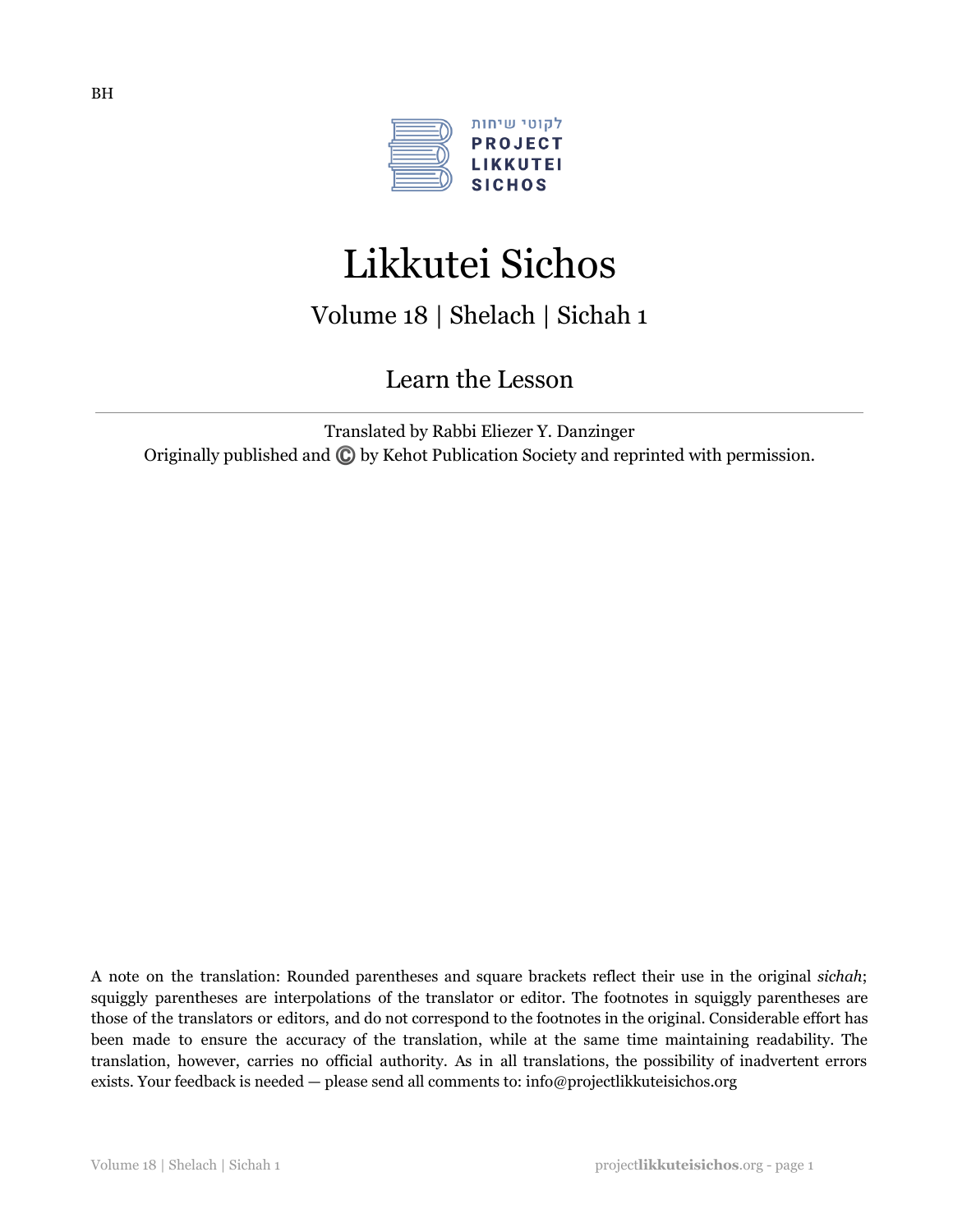BH

לקוטי שיחות
PROJECT
LIKKUTEI
SICHOS

# Likkutei Sichos

## Volume 18 | Shelach | Sichah 1

### Learn the Lesson

Translated by Rabbi Eliezer Y. Danzinger
Originally published and © by Kehot Publication Society and reprinted with permission.

A note on the translation: Rounded parentheses and square brackets reflect their use in the original *sichah*; squiggly parentheses are interpolations of the translator or editor. The footnotes in squiggly parentheses are those of the translators or editors, and do not correspond to the footnotes in the original. Considerable effort has been made to ensure the accuracy of the translation, while at the same time maintaining readability. The translation, however, carries no official authority. As in all translations, the possibility of inadvertent errors exists. Your feedback is needed — please send all comments to: info@projectlikkuteisichos.org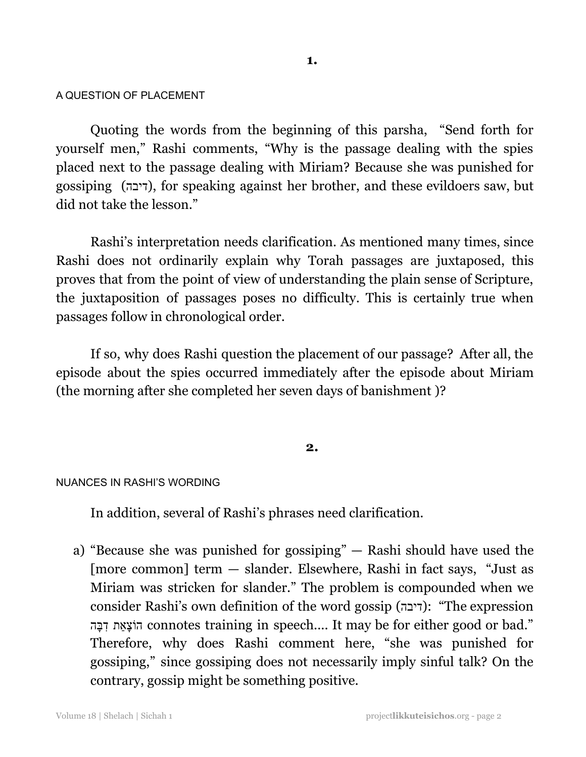**1.**

A QUESTION OF PLACEMENT

Quoting the words from the beginning of this parsha, "Send forth for yourself men," Rashi comments, "Why is the passage dealing with the spies placed next to the passage dealing with Miriam? Because she was punished for gossiping (דיבה), for speaking against her brother, and these evildoers saw, but did not take the lesson."

Rashi's interpretation needs clarification. As mentioned many times, since Rashi does not ordinarily explain why Torah passages are juxtaposed, this proves that from the point of view of understanding the plain sense of Scripture, the juxtaposition of passages poses no difficulty. This is certainly true when passages follow in chronological order.

If so, why does Rashi question the placement of our passage? After all, the episode about the spies occurred immediately after the episode about Miriam (the morning after she completed her seven days of banishment )?

**2.**

NUANCES IN RASHI'S WORDING

In addition, several of Rashi's phrases need clarification.

a) "Because she was punished for gossiping" — Rashi should have used the [more common] term — slander. Elsewhere, Rashi in fact says, "Just as Miriam was stricken for slander." The problem is compounded when we consider Rashi's own definition of the word gossip (דיבה): "The expression הוֹצָאַת דִּבָּה connotes training in speech.... It may be for either good or bad." Therefore, why does Rashi comment here, "she was punished for gossiping," since gossiping does not necessarily imply sinful talk? On the contrary, gossip might be something positive.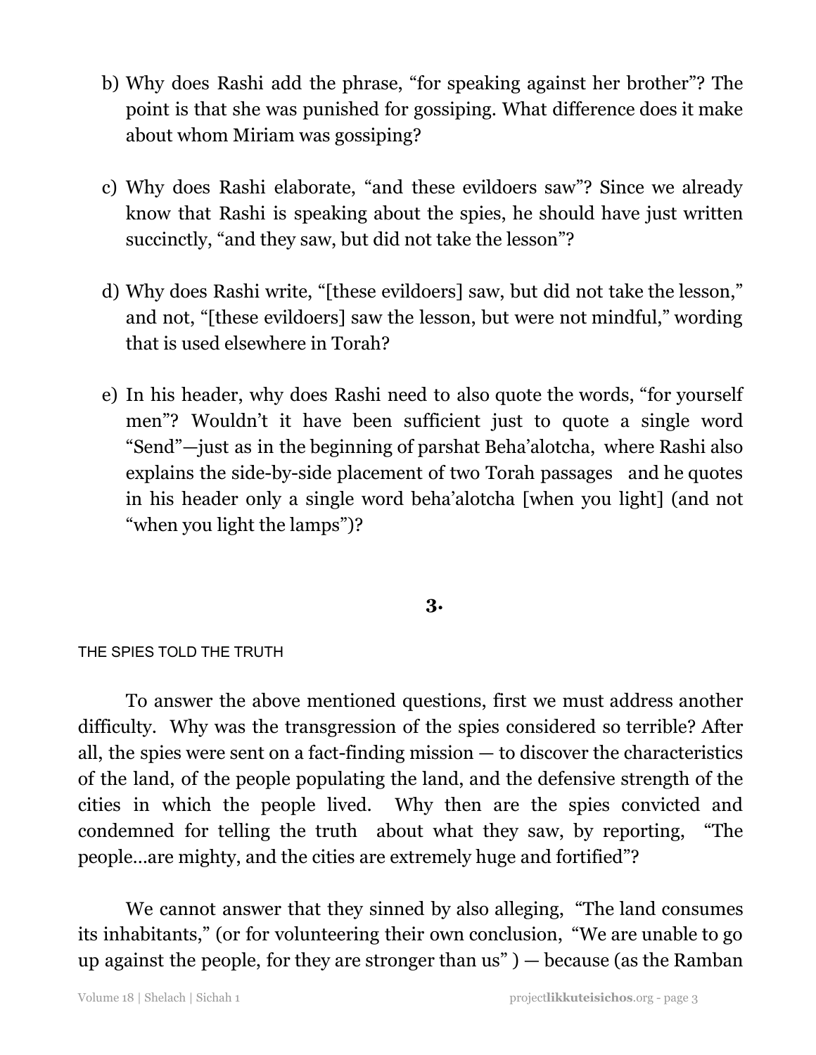b) Why does Rashi add the phrase, “for speaking against her brother”? The point is that she was punished for gossiping. What difference does it make about whom Miriam was gossiping?

c) Why does Rashi elaborate, “and these evildoers saw”? Since we already know that Rashi is speaking about the spies, he should have just written succinctly, “and they saw, but did not take the lesson”?

d) Why does Rashi write, “[these evildoers] saw, but did not take the lesson,” and not, “[these evildoers] saw the lesson, but were not mindful,” wording that is used elsewhere in Torah?

e) In his header, why does Rashi need to also quote the words, “for yourself men”? Wouldn’t it have been sufficient just to quote a single word “Send”—just as in the beginning of parshat Beha’alotcha, where Rashi also explains the side-by-side placement of two Torah passages and he quotes in his header only a single word beha’alotcha [when you light] (and not “when you light the lamps”)?

## 3.

THE SPIES TOLD THE TRUTH

To answer the above mentioned questions, first we must address another difficulty. Why was the transgression of the spies considered so terrible? After all, the spies were sent on a fact-finding mission — to discover the characteristics of the land, of the people populating the land, and the defensive strength of the cities in which the people lived. Why then are the spies convicted and condemned for telling the truth about what they saw, by reporting, “The people…are mighty, and the cities are extremely huge and fortified”?

We cannot answer that they sinned by also alleging, “The land consumes its inhabitants,” (or for volunteering their own conclusion, “We are unable to go up against the people, for they are stronger than us” ) — because (as the Ramban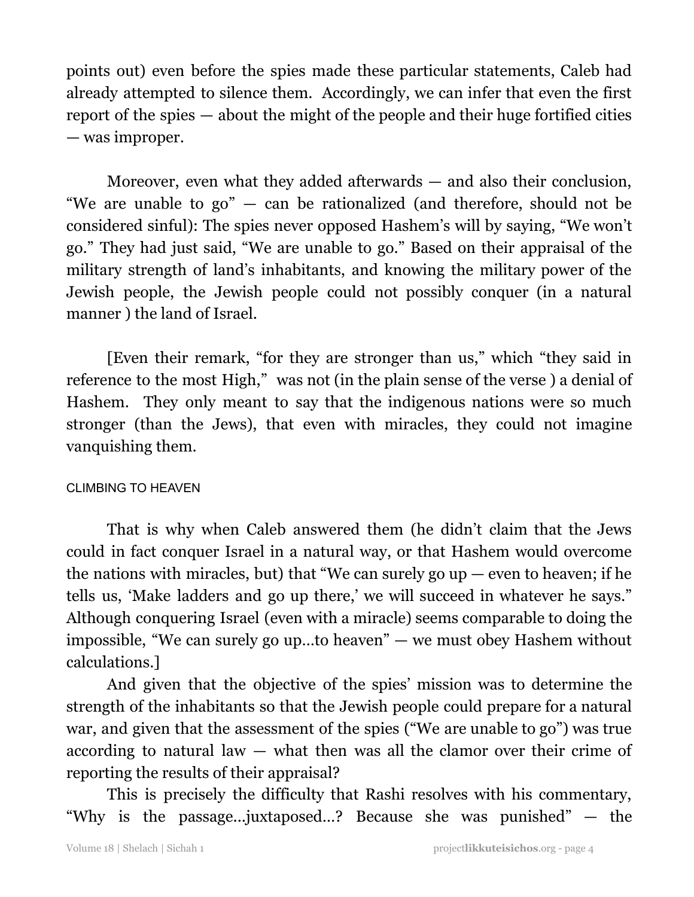points out) even before the spies made these particular statements, Caleb had already attempted to silence them. Accordingly, we can infer that even the first report of the spies — about the might of the people and their huge fortified cities — was improper.

Moreover, even what they added afterwards — and also their conclusion, "We are unable to go" — can be rationalized (and therefore, should not be considered sinful): The spies never opposed Hashem's will by saying, "We won't go." They had just said, "We are unable to go." Based on their appraisal of the military strength of land's inhabitants, and knowing the military power of the Jewish people, the Jewish people could not possibly conquer (in a natural manner ) the land of Israel.

[Even their remark, "for they are stronger than us," which "they said in reference to the most High," was not (in the plain sense of the verse ) a denial of Hashem. They only meant to say that the indigenous nations were so much stronger (than the Jews), that even with miracles, they could not imagine vanquishing them.

### CLIMBING TO HEAVEN

That is why when Caleb answered them (he didn't claim that the Jews could in fact conquer Israel in a natural way, or that Hashem would overcome the nations with miracles, but) that "We can surely go up — even to heaven; if he tells us, 'Make ladders and go up there,' we will succeed in whatever he says." Although conquering Israel (even with a miracle) seems comparable to doing the impossible, "We can surely go up…to heaven" — we must obey Hashem without calculations.]

And given that the objective of the spies' mission was to determine the strength of the inhabitants so that the Jewish people could prepare for a natural war, and given that the assessment of the spies ("We are unable to go") was true according to natural law — what then was all the clamor over their crime of reporting the results of their appraisal?

This is precisely the difficulty that Rashi resolves with his commentary, "Why is the passage…juxtaposed…? Because she was punished" — the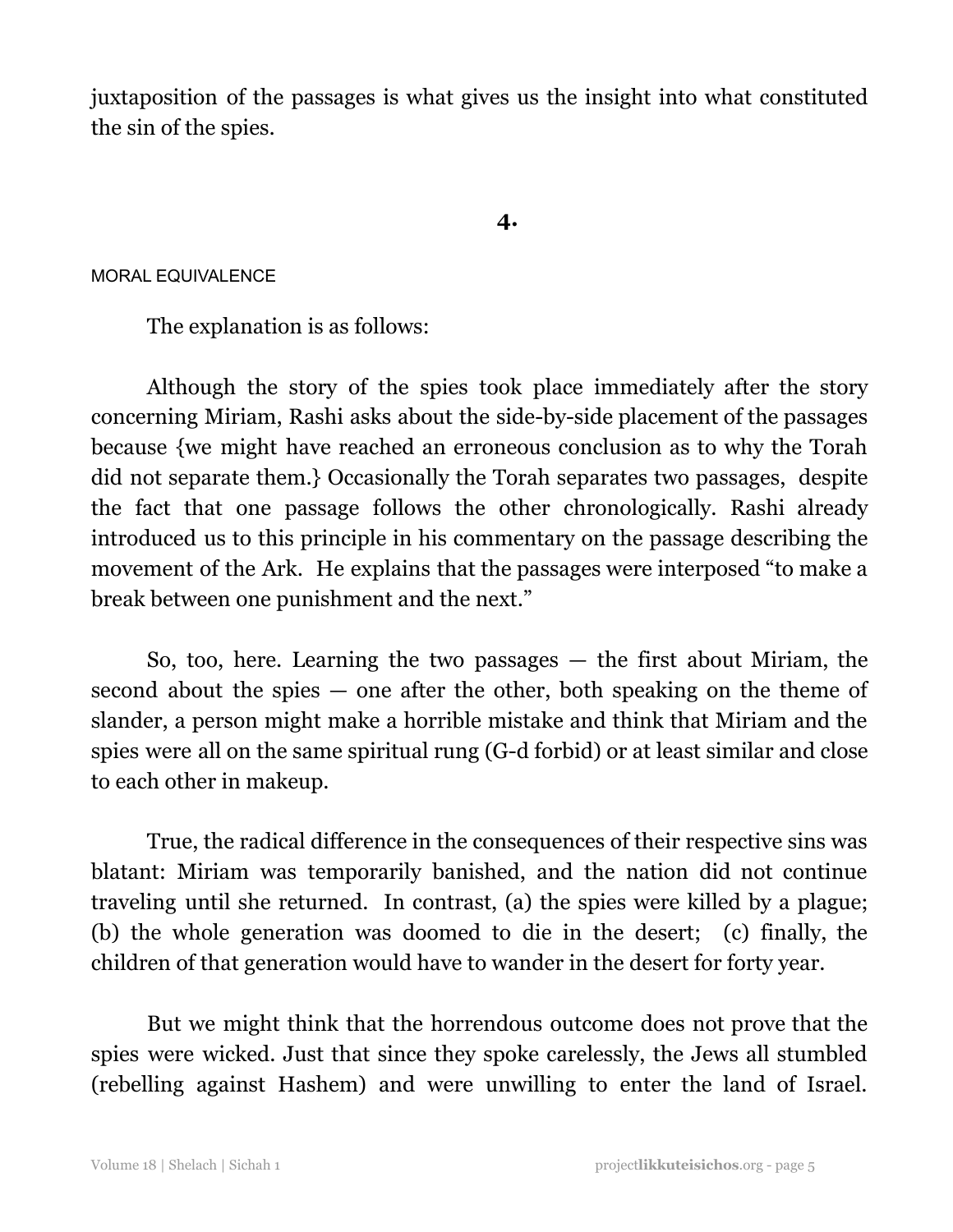juxtaposition of the passages is what gives us the insight into what constituted the sin of the spies.

## 4.

MORAL EQUIVALENCE

The explanation is as follows:

Although the story of the spies took place immediately after the story concerning Miriam, Rashi asks about the side-by-side placement of the passages because {we might have reached an erroneous conclusion as to why the Torah did not separate them.} Occasionally the Torah separates two passages, despite the fact that one passage follows the other chronologically. Rashi already introduced us to this principle in his commentary on the passage describing the movement of the Ark. He explains that the passages were interposed "to make a break between one punishment and the next."

So, too, here. Learning the two passages — the first about Miriam, the second about the spies — one after the other, both speaking on the theme of slander, a person might make a horrible mistake and think that Miriam and the spies were all on the same spiritual rung (G-d forbid) or at least similar and close to each other in makeup.

True, the radical difference in the consequences of their respective sins was blatant: Miriam was temporarily banished, and the nation did not continue traveling until she returned. In contrast, (a) the spies were killed by a plague; (b) the whole generation was doomed to die in the desert; (c) finally, the children of that generation would have to wander in the desert for forty year.

But we might think that the horrendous outcome does not prove that the spies were wicked. Just that since they spoke carelessly, the Jews all stumbled (rebelling against Hashem) and were unwilling to enter the land of Israel.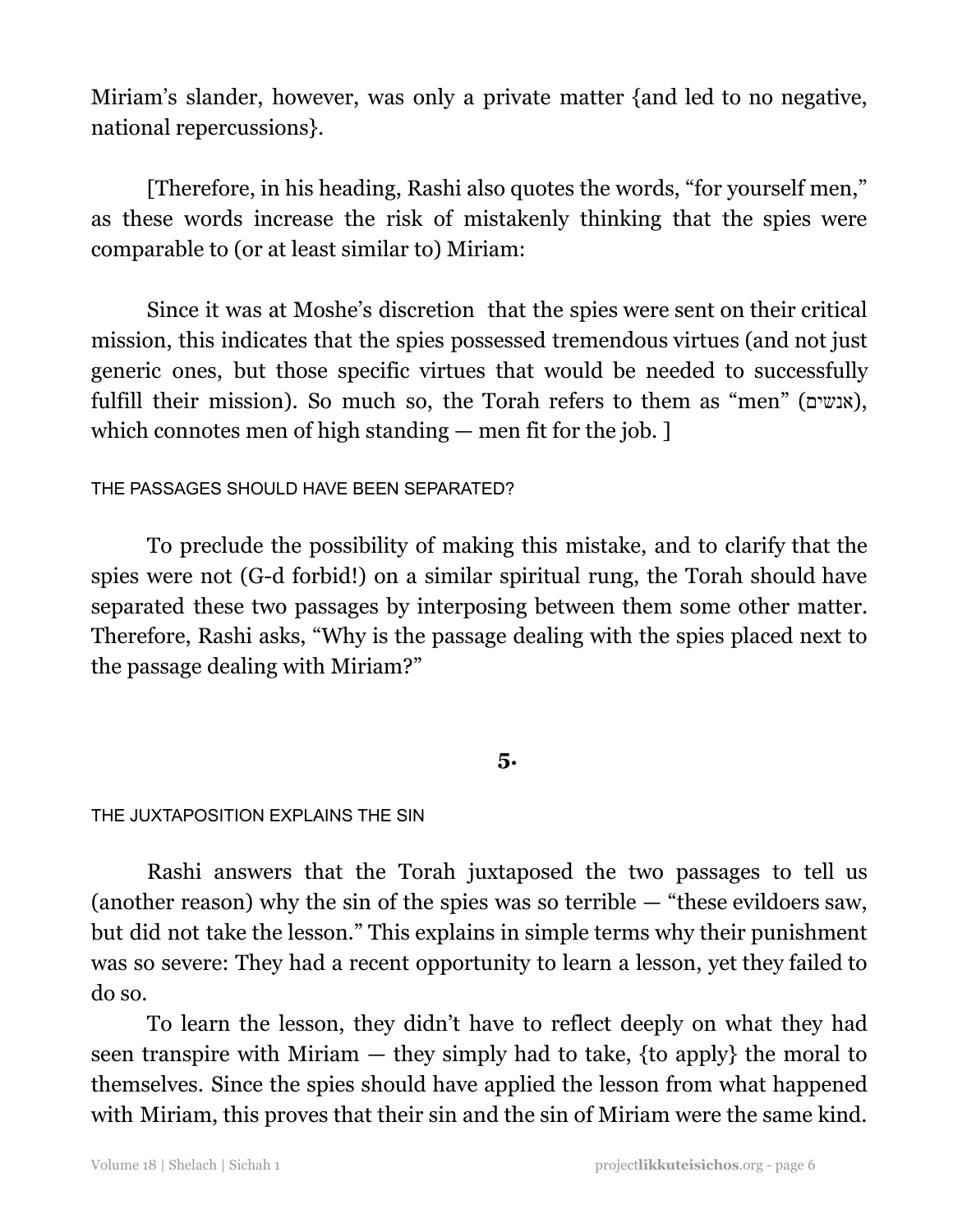Miriam's slander, however, was only a private matter {and led to no negative, national repercussions}.

[Therefore, in his heading, Rashi also quotes the words, "for yourself men," as these words increase the risk of mistakenly thinking that the spies were comparable to (or at least similar to) Miriam:

Since it was at Moshe's discretion that the spies were sent on their critical mission, this indicates that the spies possessed tremendous virtues (and not just generic ones, but those specific virtues that would be needed to successfully fulfill their mission). So much so, the Torah refers to them as "men" (אנשים), which connotes men of high standing — men fit for the job. ]

###### THE PASSAGES SHOULD HAVE BEEN SEPARATED?

To preclude the possibility of making this mistake, and to clarify that the spies were not (G-d forbid!) on a similar spiritual rung, the Torah should have separated these two passages by interposing between them some other matter. Therefore, Rashi asks, "Why is the passage dealing with the spies placed next to the passage dealing with Miriam?"

## 5.

###### THE JUXTAPOSITION EXPLAINS THE SIN

Rashi answers that the Torah juxtaposed the two passages to tell us (another reason) why the sin of the spies was so terrible — "these evildoers saw, but did not take the lesson." This explains in simple terms why their punishment was so severe: They had a recent opportunity to learn a lesson, yet they failed to do so.

To learn the lesson, they didn't have to reflect deeply on what they had seen transpire with Miriam — they simply had to take, {to apply} the moral to themselves. Since the spies should have applied the lesson from what happened with Miriam, this proves that their sin and the sin of Miriam were the same kind.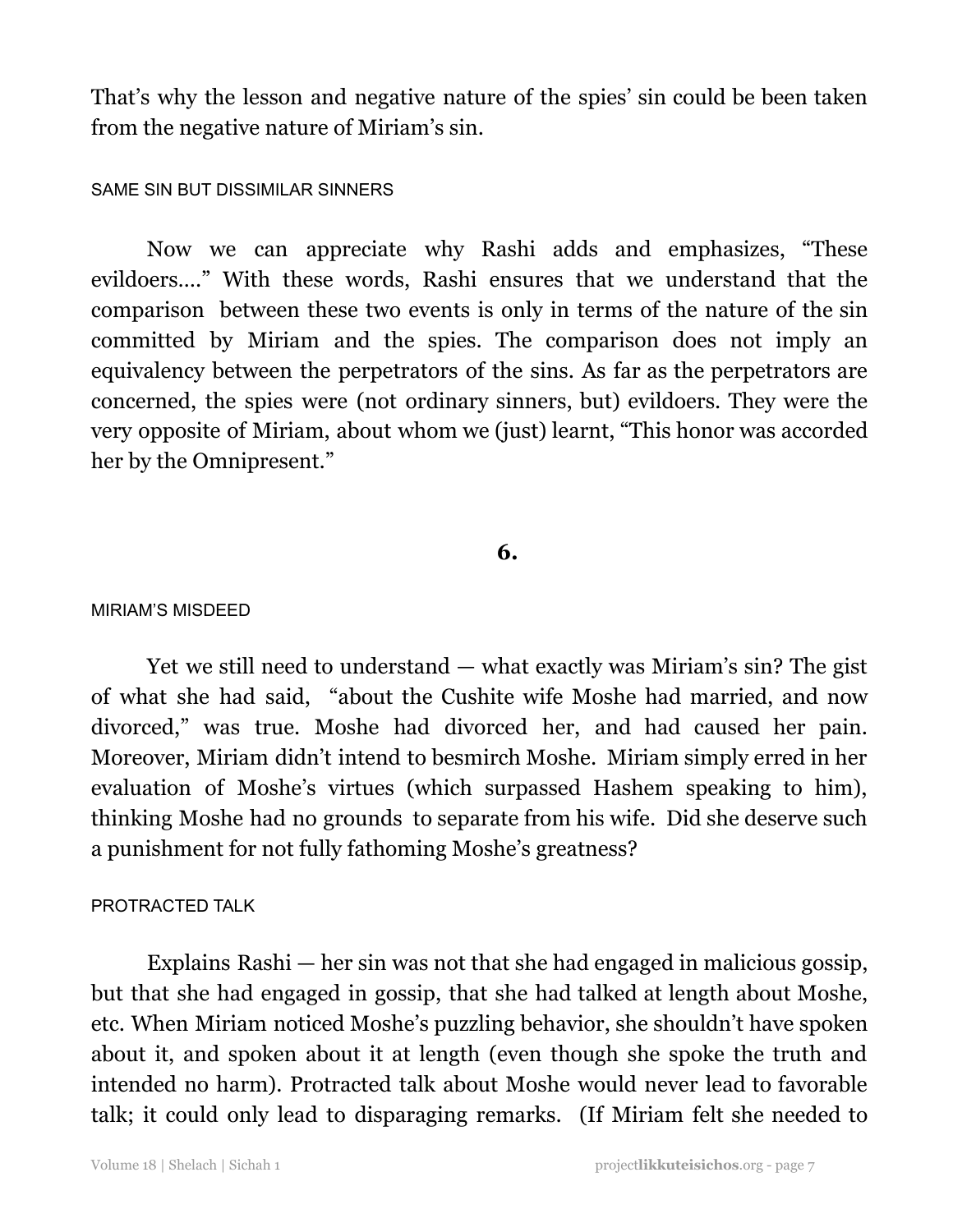That's why the lesson and negative nature of the spies' sin could be been taken from the negative nature of Miriam's sin.

### SAME SIN BUT DISSIMILAR SINNERS

Now we can appreciate why Rashi adds and emphasizes, "These evildoers…." With these words, Rashi ensures that we understand that the comparison between these two events is only in terms of the nature of the sin committed by Miriam and the spies. The comparison does not imply an equivalency between the perpetrators of the sins. As far as the perpetrators are concerned, the spies were (not ordinary sinners, but) evildoers. They were the very opposite of Miriam, about whom we (just) learnt, "This honor was accorded her by the Omnipresent."

## 6.

### MIRIAM'S MISDEED

Yet we still need to understand — what exactly was Miriam's sin? The gist of what she had said, "about the Cushite wife Moshe had married, and now divorced," was true. Moshe had divorced her, and had caused her pain. Moreover, Miriam didn't intend to besmirch Moshe. Miriam simply erred in her evaluation of Moshe's virtues (which surpassed Hashem speaking to him), thinking Moshe had no grounds to separate from his wife. Did she deserve such a punishment for not fully fathoming Moshe's greatness?

### PROTRACTED TALK

Explains Rashi — her sin was not that she had engaged in malicious gossip, but that she had engaged in gossip, that she had talked at length about Moshe, etc. When Miriam noticed Moshe's puzzling behavior, she shouldn't have spoken about it, and spoken about it at length (even though she spoke the truth and intended no harm). Protracted talk about Moshe would never lead to favorable talk; it could only lead to disparaging remarks. (If Miriam felt she needed to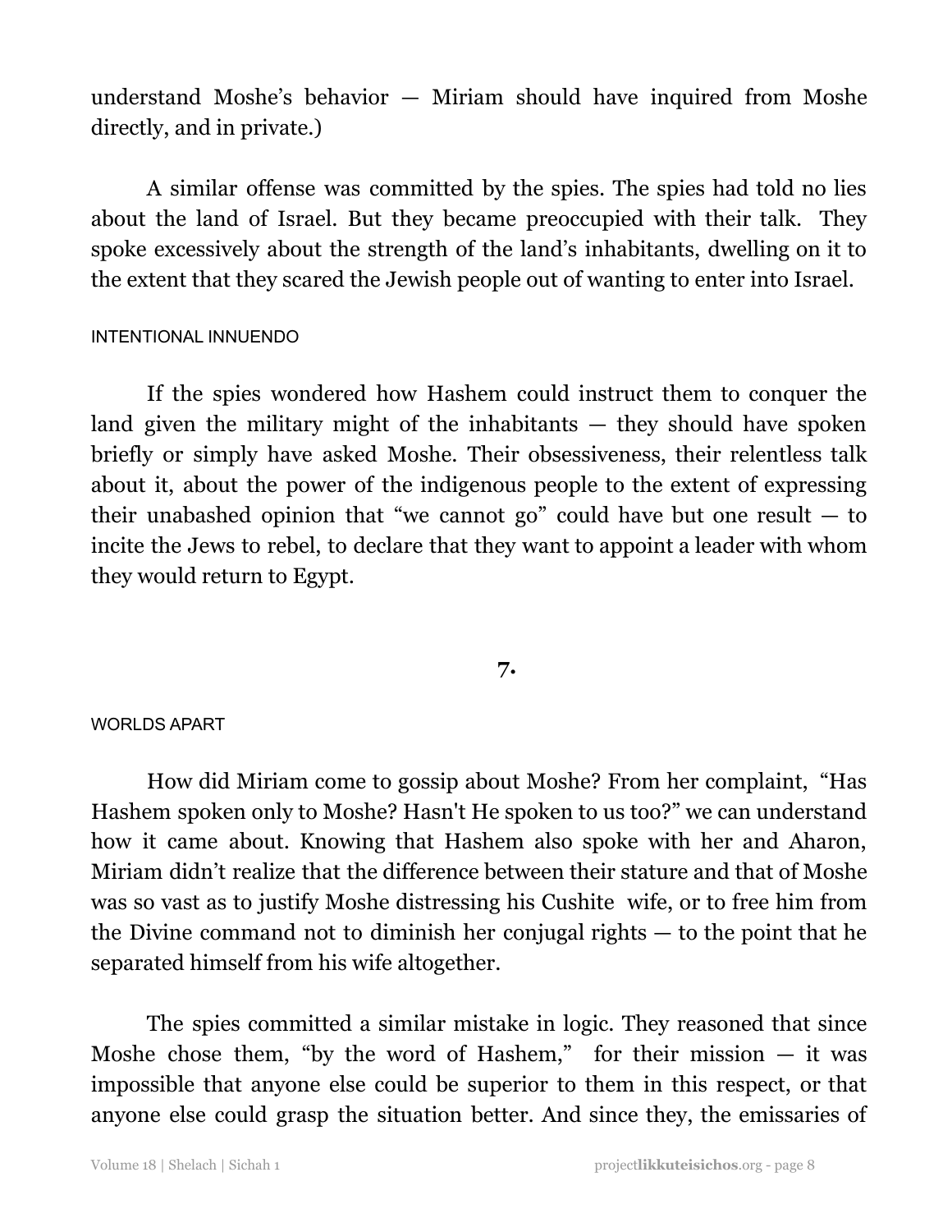understand Moshe's behavior — Miriam should have inquired from Moshe directly, and in private.)

A similar offense was committed by the spies. The spies had told no lies about the land of Israel. But they became preoccupied with their talk. They spoke excessively about the strength of the land's inhabitants, dwelling on it to the extent that they scared the Jewish people out of wanting to enter into Israel.

#### INTENTIONAL INNUENDO

If the spies wondered how Hashem could instruct them to conquer the land given the military might of the inhabitants — they should have spoken briefly or simply have asked Moshe. Their obsessiveness, their relentless talk about it, about the power of the indigenous people to the extent of expressing their unabashed opinion that "we cannot go" could have but one result — to incite the Jews to rebel, to declare that they want to appoint a leader with whom they would return to Egypt.

## 7.

#### WORLDS APART

How did Miriam come to gossip about Moshe? From her complaint, "Has Hashem spoken only to Moshe? Hasn't He spoken to us too?" we can understand how it came about. Knowing that Hashem also spoke with her and Aharon, Miriam didn't realize that the difference between their stature and that of Moshe was so vast as to justify Moshe distressing his Cushite wife, or to free him from the Divine command not to diminish her conjugal rights — to the point that he separated himself from his wife altogether.

The spies committed a similar mistake in logic. They reasoned that since Moshe chose them, "by the word of Hashem," for their mission — it was impossible that anyone else could be superior to them in this respect, or that anyone else could grasp the situation better. And since they, the emissaries of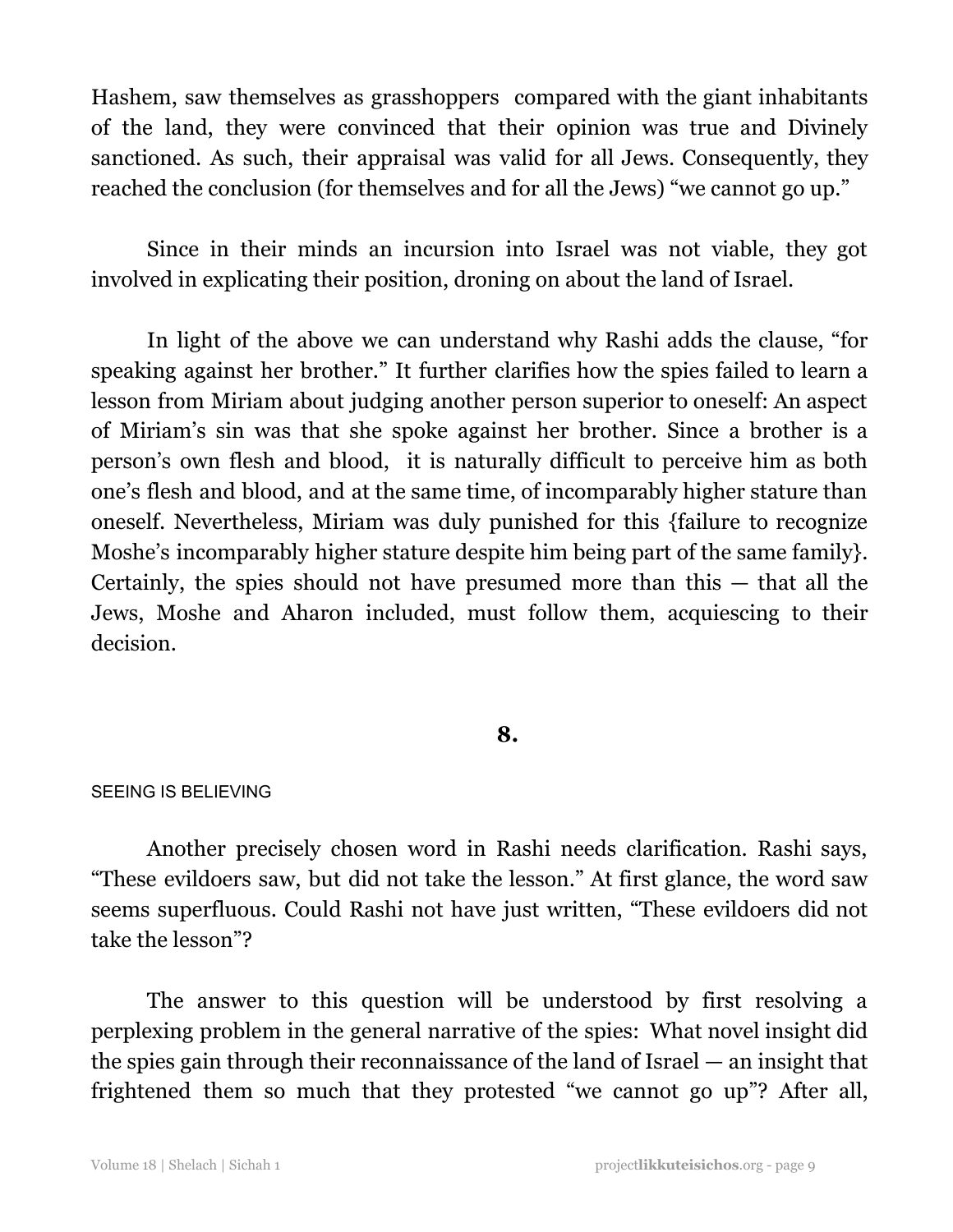Hashem, saw themselves as grasshoppers compared with the giant inhabitants of the land, they were convinced that their opinion was true and Divinely sanctioned. As such, their appraisal was valid for all Jews. Consequently, they reached the conclusion (for themselves and for all the Jews) "we cannot go up."

Since in their minds an incursion into Israel was not viable, they got involved in explicating their position, droning on about the land of Israel.

In light of the above we can understand why Rashi adds the clause, "for speaking against her brother." It further clarifies how the spies failed to learn a lesson from Miriam about judging another person superior to oneself: An aspect of Miriam's sin was that she spoke against her brother. Since a brother is a person's own flesh and blood, it is naturally difficult to perceive him as both one's flesh and blood, and at the same time, of incomparably higher stature than oneself. Nevertheless, Miriam was duly punished for this {failure to recognize Moshe's incomparably higher stature despite him being part of the same family}. Certainly, the spies should not have presumed more than this — that all the Jews, Moshe and Aharon included, must follow them, acquiescing to their decision.

## 8.

### SEEING IS BELIEVING

Another precisely chosen word in Rashi needs clarification. Rashi says, "These evildoers saw, but did not take the lesson." At first glance, the word saw seems superfluous. Could Rashi not have just written, "These evildoers did not take the lesson"?

The answer to this question will be understood by first resolving a perplexing problem in the general narrative of the spies: What novel insight did the spies gain through their reconnaissance of the land of Israel — an insight that frightened them so much that they protested "we cannot go up"? After all,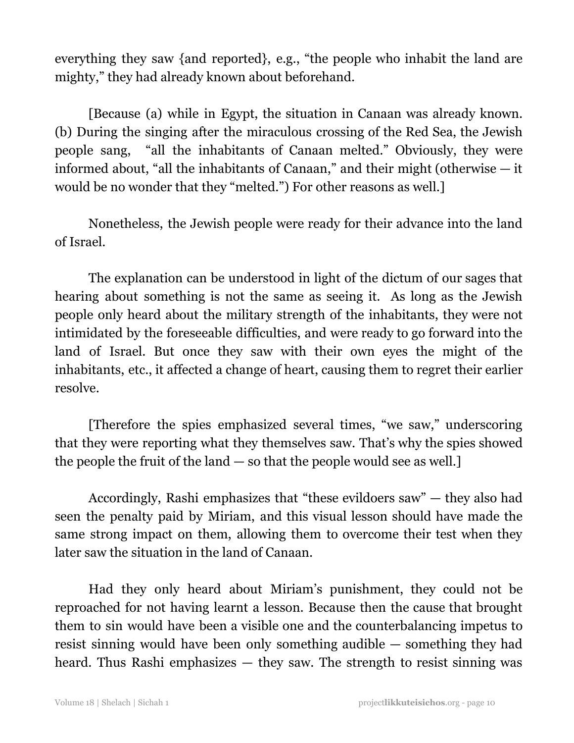everything they saw {and reported}, e.g., "the people who inhabit the land are mighty," they had already known about beforehand.

[Because (a) while in Egypt, the situation in Canaan was already known. (b) During the singing after the miraculous crossing of the Red Sea, the Jewish people sang, "all the inhabitants of Canaan melted." Obviously, they were informed about, "all the inhabitants of Canaan," and their might (otherwise — it would be no wonder that they "melted.") For other reasons as well.]

Nonetheless, the Jewish people were ready for their advance into the land of Israel.

The explanation can be understood in light of the dictum of our sages that hearing about something is not the same as seeing it. As long as the Jewish people only heard about the military strength of the inhabitants, they were not intimidated by the foreseeable difficulties, and were ready to go forward into the land of Israel. But once they saw with their own eyes the might of the inhabitants, etc., it affected a change of heart, causing them to regret their earlier resolve.

[Therefore the spies emphasized several times, "we saw," underscoring that they were reporting what they themselves saw. That's why the spies showed the people the fruit of the land — so that the people would see as well.]

Accordingly, Rashi emphasizes that "these evildoers saw" — they also had seen the penalty paid by Miriam, and this visual lesson should have made the same strong impact on them, allowing them to overcome their test when they later saw the situation in the land of Canaan.

Had they only heard about Miriam's punishment, they could not be reproached for not having learnt a lesson. Because then the cause that brought them to sin would have been a visible one and the counterbalancing impetus to resist sinning would have been only something audible — something they had heard. Thus Rashi emphasizes — they saw. The strength to resist sinning was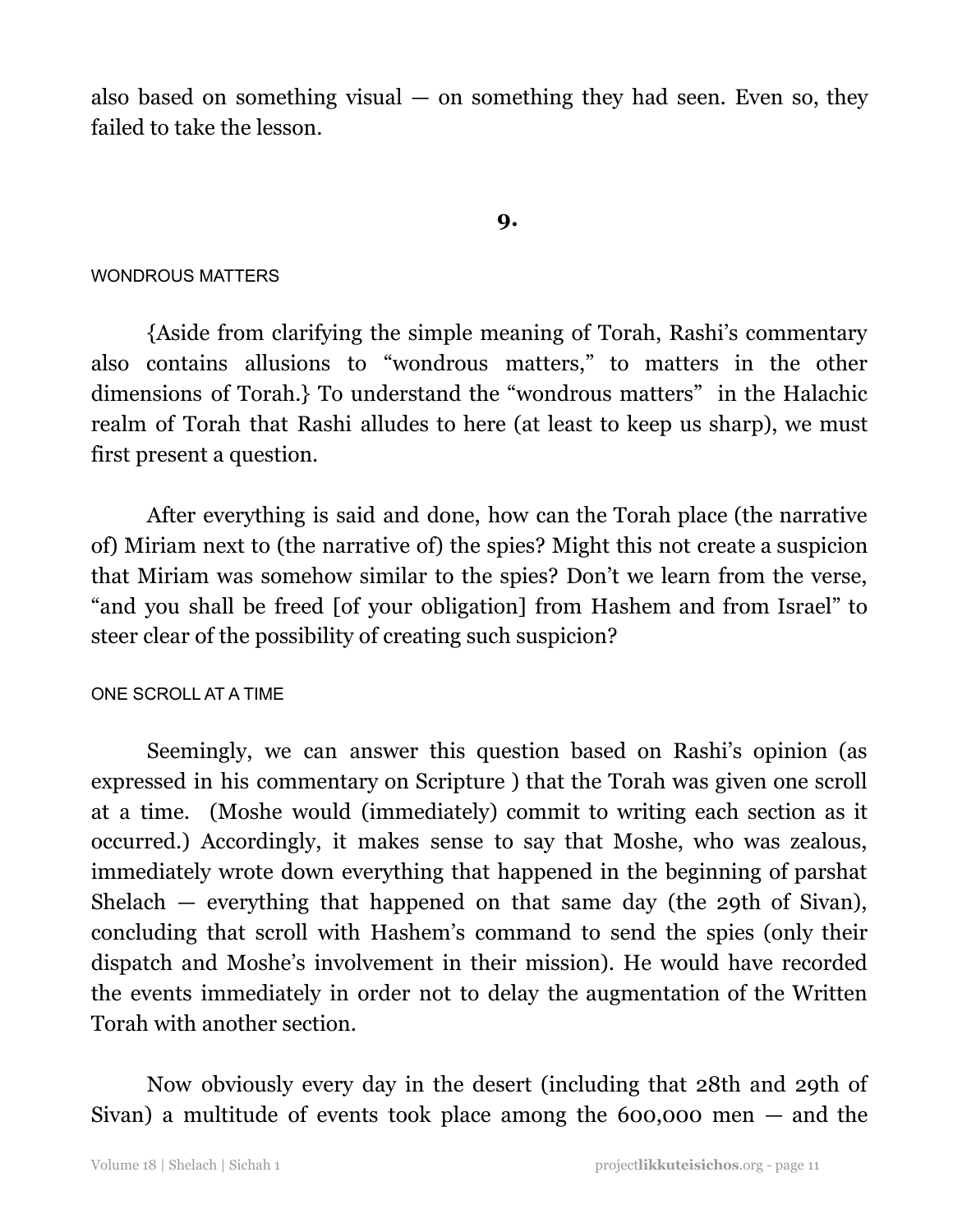also based on something visual — on something they had seen. Even so, they failed to take the lesson.

## 9.

### WONDROUS MATTERS

{Aside from clarifying the simple meaning of Torah, Rashi's commentary also contains allusions to "wondrous matters," to matters in the other dimensions of Torah.} To understand the "wondrous matters" in the Halachic realm of Torah that Rashi alludes to here (at least to keep us sharp), we must first present a question.

After everything is said and done, how can the Torah place (the narrative of) Miriam next to (the narrative of) the spies? Might this not create a suspicion that Miriam was somehow similar to the spies? Don't we learn from the verse, "and you shall be freed [of your obligation] from Hashem and from Israel" to steer clear of the possibility of creating such suspicion?

### ONE SCROLL AT A TIME

Seemingly, we can answer this question based on Rashi's opinion (as expressed in his commentary on Scripture ) that the Torah was given one scroll at a time. (Moshe would (immediately) commit to writing each section as it occurred.) Accordingly, it makes sense to say that Moshe, who was zealous, immediately wrote down everything that happened in the beginning of parshat Shelach — everything that happened on that same day (the 29th of Sivan), concluding that scroll with Hashem's command to send the spies (only their dispatch and Moshe's involvement in their mission). He would have recorded the events immediately in order not to delay the augmentation of the Written Torah with another section.

Now obviously every day in the desert (including that 28th and 29th of Sivan) a multitude of events took place among the 600,000 men — and the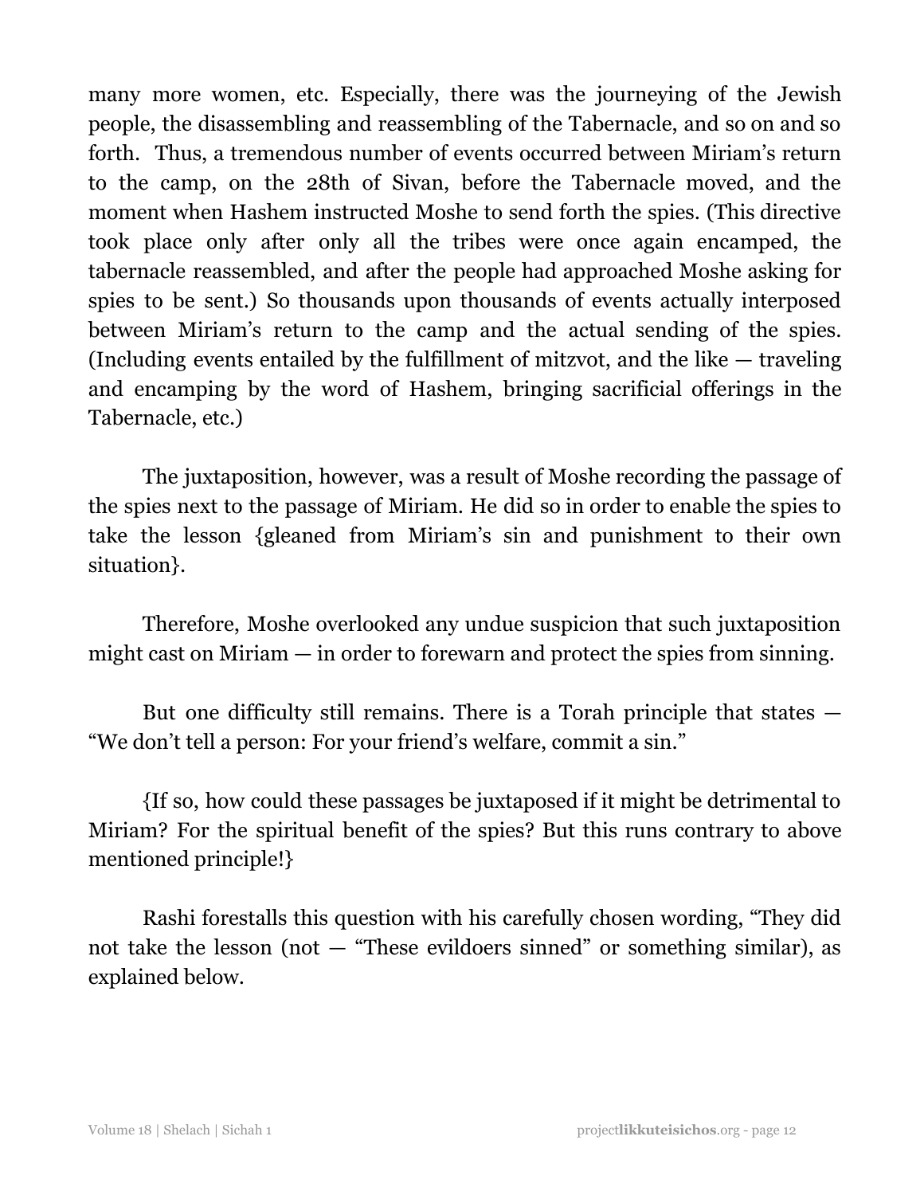many more women, etc. Especially, there was the journeying of the Jewish people, the disassembling and reassembling of the Tabernacle, and so on and so forth. Thus, a tremendous number of events occurred between Miriam's return to the camp, on the 28th of Sivan, before the Tabernacle moved, and the moment when Hashem instructed Moshe to send forth the spies. (This directive took place only after only all the tribes were once again encamped, the tabernacle reassembled, and after the people had approached Moshe asking for spies to be sent.) So thousands upon thousands of events actually interposed between Miriam's return to the camp and the actual sending of the spies. (Including events entailed by the fulfillment of mitzvot, and the like — traveling and encamping by the word of Hashem, bringing sacrificial offerings in the Tabernacle, etc.)

The juxtaposition, however, was a result of Moshe recording the passage of the spies next to the passage of Miriam. He did so in order to enable the spies to take the lesson {gleaned from Miriam's sin and punishment to their own situation}.

Therefore, Moshe overlooked any undue suspicion that such juxtaposition might cast on Miriam — in order to forewarn and protect the spies from sinning.

But one difficulty still remains. There is a Torah principle that states — "We don't tell a person: For your friend's welfare, commit a sin."

{If so, how could these passages be juxtaposed if it might be detrimental to Miriam? For the spiritual benefit of the spies? But this runs contrary to above mentioned principle!}

Rashi forestalls this question with his carefully chosen wording, "They did not take the lesson (not — "These evildoers sinned" or something similar), as explained below.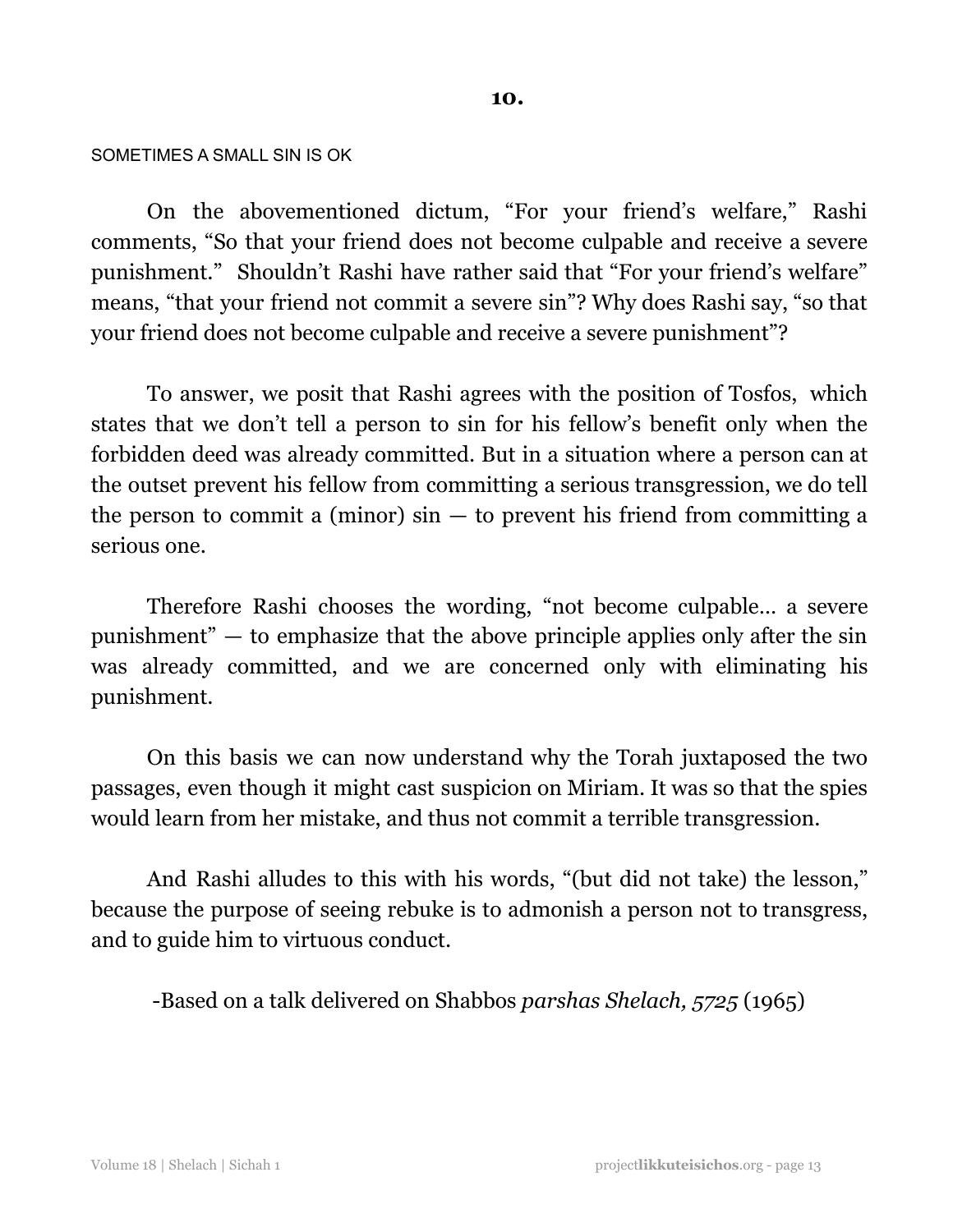**10.**

SOMETIMES A SMALL SIN IS OK

On the abovementioned dictum, "For your friend's welfare," Rashi comments, "So that your friend does not become culpable and receive a severe punishment." Shouldn't Rashi have rather said that "For your friend's welfare" means, "that your friend not commit a severe sin"? Why does Rashi say, "so that your friend does not become culpable and receive a severe punishment"?

To answer, we posit that Rashi agrees with the position of Tosfos, which states that we don't tell a person to sin for his fellow's benefit only when the forbidden deed was already committed. But in a situation where a person can at the outset prevent his fellow from committing a serious transgression, we do tell the person to commit a (minor) sin — to prevent his friend from committing a serious one.

Therefore Rashi chooses the wording, "not become culpable… a severe punishment" — to emphasize that the above principle applies only after the sin was already committed, and we are concerned only with eliminating his punishment.

On this basis we can now understand why the Torah juxtaposed the two passages, even though it might cast suspicion on Miriam. It was so that the spies would learn from her mistake, and thus not commit a terrible transgression.

And Rashi alludes to this with his words, "(but did not take) the lesson," because the purpose of seeing rebuke is to admonish a person not to transgress, and to guide him to virtuous conduct.

-Based on a talk delivered on Shabbos *parshas Shelach, 5725* (1965)